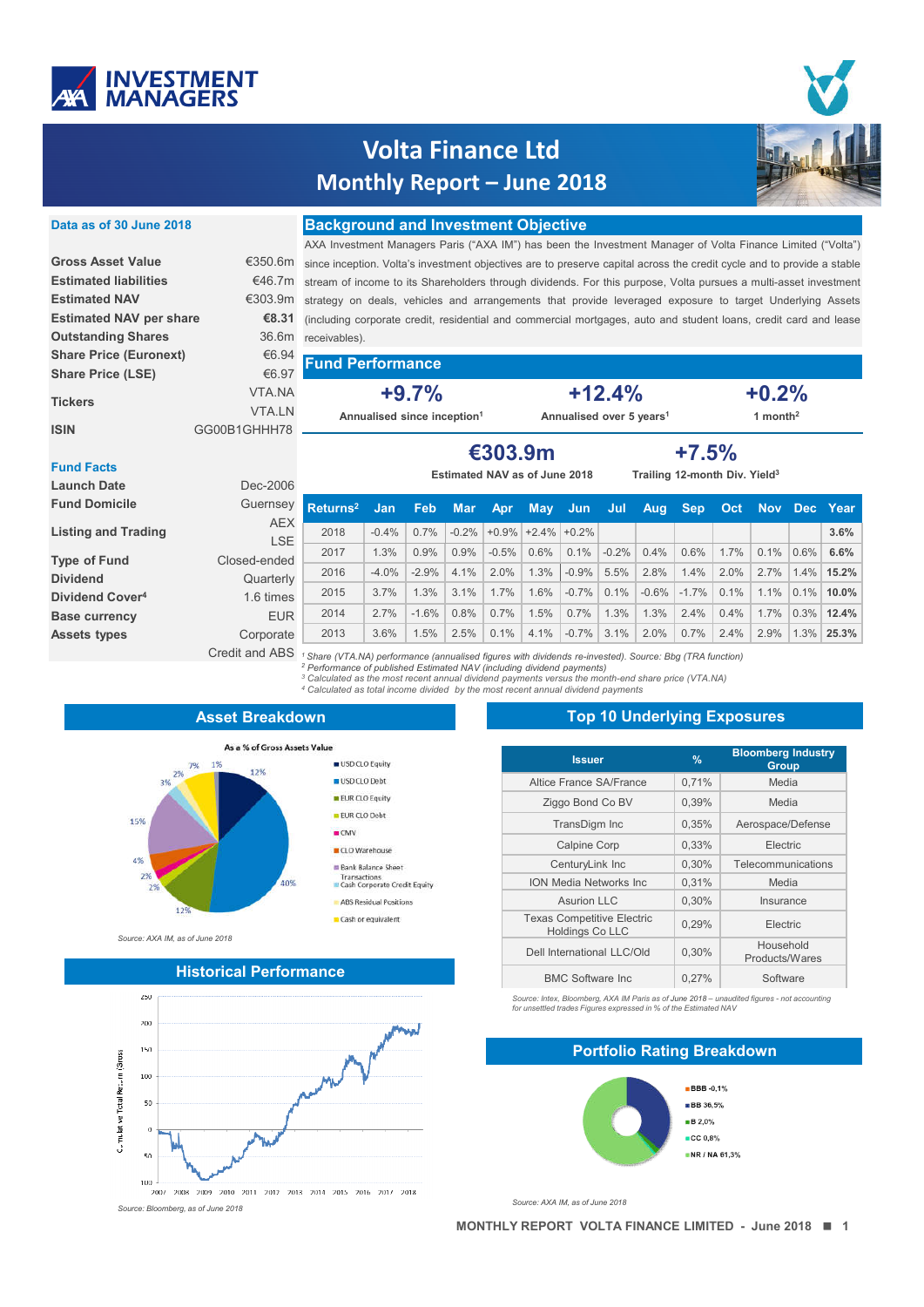# Volta Finance Ltd
## Monthly Report – June 2018

**Data as of 30 June 2018**

| | |
|---|---|
| **Gross Asset Value** | €350.6m |
| **Estimated liabilities** | €46.7m |
| **Estimated NAV** | €303.9m |
| **Estimated NAV per share** | **€8.31** |
| **Outstanding Shares** | 36.6m |
| **Share Price (Euronext)** | €6.94 |
| **Share Price (LSE)** | €6.97 |
| **Tickers** | VTA.NA VTA.LN |
| **ISIN** | GG00B1GHHH78 |

**Fund Facts**

| | |
|---|---|
| **Launch Date** | Dec-2006 |
| **Fund Domicile** | Guernsey |
| **Listing and Trading** | AEX LSE |
| **Type of Fund** | Closed-ended |
| **Dividend** | Quarterly |
| **Dividend Cover**[4] | 1.6 times |
| **Base currency** | EUR |
| **Assets types** | Corporate Credit and ABS |

## Background and Investment Objective

AXA Investment Managers Paris ("AXA IM") has been the Investment Manager of Volta Finance Limited ("Volta") since inception. Volta's investment objectives are to preserve capital across the credit cycle and to provide a stable stream of income to its Shareholders through dividends. For this purpose, Volta pursues a multi-asset investment strategy on deals, vehicles and arrangements that provide leveraged exposure to target Underlying Assets (including corporate credit, residential and commercial mortgages, auto and student loans, credit card and lease receivables).

## Fund Performance

**+9.7%** Annualised since inception[1]

**+12.4%** Annualised over 5 years[1]

**+0.2%** 1 month[2]

**€303.9m** Estimated NAV as of June 2018

**+7.5%** Trailing 12-month Div. Yield[3]

| Returns[2] | Jan | Feb | Mar | Apr | May | Jun | Jul | Aug | Sep | Oct | Nov | Dec | Year |
|---|---|---|---|---|---|---|---|---|---|---|---|---|---|
| 2018 | -0.4% | 0.7% | -0.2% | +0.9% | +2.4% | +0.2% | | | | | | | **3.6%** |
| 2017 | 1.3% | 0.9% | 0.9% | -0.5% | 0.6% | 0.1% | -0.2% | 0.4% | 0.6% | 1.7% | 0.1% | 0.6% | **6.6%** |
| 2016 | -4.0% | -2.9% | 4.1% | 2.0% | 1.3% | -0.9% | 5.5% | 2.8% | 1.4% | 2.0% | 2.7% | 1.4% | **15.2%** |
| 2015 | 3.7% | 1.3% | 3.1% | 1.7% | 1.6% | -0.7% | 0.1% | -0.6% | -1.7% | 0.1% | 1.1% | 0.1% | **10.0%** |
| 2014 | 2.7% | -1.6% | 0.8% | 0.7% | 1.5% | 0.7% | 1.3% | 1.3% | 2.4% | 0.4% | 1.7% | 0.3% | **12.4%** |
| 2013 | 3.6% | 1.5% | 2.5% | 0.1% | 4.1% | -0.7% | 3.1% | 2.0% | 0.7% | 2.4% | 2.9% | 1.3% | **25.3%** |

*[1] Share (VTA.NA) performance (annualised figures with dividends re-invested). Source: Bbg (TRA function)*
*[2] Performance of published Estimated NAV (including dividend payments)*
*[3] Calculated as the most recent annual dividend payments versus the month-end share price (VTA.NA)*
*[4] Calculated as total income divided by the most recent annual dividend payments*

## Asset Breakdown

As a % of Gross Assets Value

- USD CLO Equity: 12%
- USD CLO Debt: 40%
- EUR CLO Equity: 12%
- EUR CLO Debt: 2%
- CMV: 2%
- CLO Warehouse: 4%
- Bank Balance Sheet Transactions: 15%
- Cash Corporate Credit Equity: 3%
- ABS Residual Positions: 2%
- Cash or equivalent: 7%
- 1%

*Source: AXA IM, as of June 2018*

## Top 10 Underlying Exposures

| Issuer | % | Bloomberg Industry Group |
|---|---|---|
| Altice France SA/France | 0,71% | Media |
| Ziggo Bond Co BV | 0,39% | Media |
| TransDigm Inc | 0,35% | Aerospace/Defense |
| Calpine Corp | 0,33% | Electric |
| CenturyLink Inc | 0,30% | Telecommunications |
| ION Media Networks Inc | 0,31% | Media |
| Asurion LLC | 0,30% | Insurance |
| Texas Competitive Electric Holdings Co LLC | 0,29% | Electric |
| Dell International LLC/Old | 0,30% | Household Products/Wares |
| BMC Software Inc | 0,27% | Software |

*Source: Intex, Bloomberg, AXA IM Paris as of June 2018 – unaudited figures - not accounting for unsettled trades Figures expressed in % of the Estimated NAV*

## Historical Performance

Cumulative Total Return (Gross), 2007–2018

*Source: Bloomberg, as of June 2018*

## Portfolio Rating Breakdown

- BBB -0,1%
- BB 36,5%
- B 2,0%
- CC 0,8%
- NR / NA 61,3%

*Source: AXA IM, as of June 2018*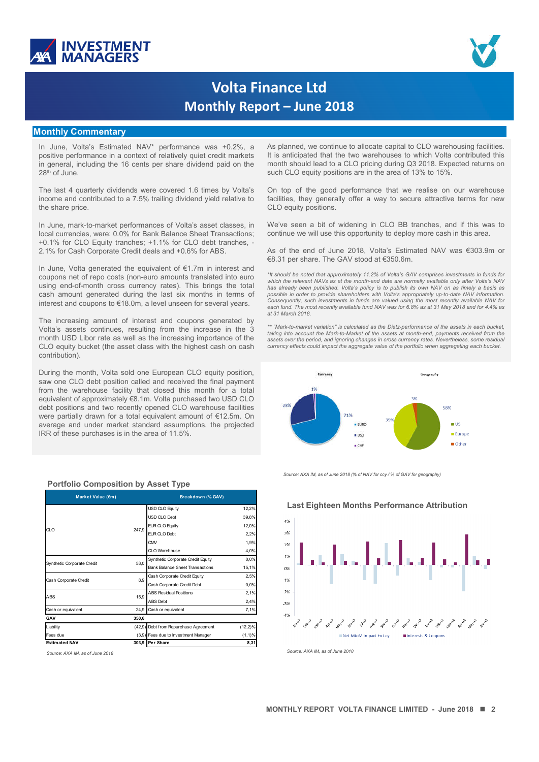# Volta Finance Ltd

## Monthly Report – June 2018

### Monthly Commentary

In June, Volta's Estimated NAV* performance was +0.2%, a positive performance in a context of relatively quiet credit markets in general, including the 16 cents per share dividend paid on the 28th of June.

The last 4 quarterly dividends were covered 1.6 times by Volta's income and contributed to a 7.5% trailing dividend yield relative to the share price.

In June, mark-to-market performances of Volta's asset classes, in local currencies, were: 0.0% for Bank Balance Sheet Transactions; +0.1% for CLO Equity tranches; +1.1% for CLO debt tranches, -2.1% for Cash Corporate Credit deals and +0.6% for ABS.

In June, Volta generated the equivalent of €1.7m in interest and coupons net of repo costs (non-euro amounts translated into euro using end-of-month cross currency rates). This brings the total cash amount generated during the last six months in terms of interest and coupons to €18.0m, a level unseen for several years.

The increasing amount of interest and coupons generated by Volta's assets continues, resulting from the increase in the 3 month USD Libor rate as well as the increasing importance of the CLO equity bucket (the asset class with the highest cash on cash contribution).

During the month, Volta sold one European CLO equity position, saw one CLO debt position called and received the final payment from the warehouse facility that closed this month for a total equivalent of approximately €8.1m. Volta purchased two USD CLO debt positions and two recently opened CLO warehouse facilities were partially drawn for a total equivalent amount of €12.5m. On average and under market standard assumptions, the projected IRR of these purchases is in the area of 11.5%.

As planned, we continue to allocate capital to CLO warehousing facilities. It is anticipated that the two warehouses to which Volta contributed this month should lead to a CLO pricing during Q3 2018. Expected returns on such CLO equity positions are in the area of 13% to 15%.

On top of the good performance that we realise on our warehouse facilities, they generally offer a way to secure attractive terms for new CLO equity positions.

We've seen a bit of widening in CLO BB tranches, and if this was to continue we will use this opportunity to deploy more cash in this area.

As of the end of June 2018, Volta's Estimated NAV was €303.9m or €8.31 per share. The GAV stood at €350.6m.

*\*It should be noted that approximately 11.2% of Volta's GAV comprises investments in funds for which the relevant NAVs as at the month-end date are normally available only after Volta's NAV has already been published. Volta's policy is to publish its own NAV on as timely a basis as possible in order to provide shareholders with Volta's appropriately up-to-date NAV information. Consequently, such investments in funds are valued using the most recently available NAV for each fund. The most recently available fund NAV was for 6.8% as at 31 May 2018 and for 4.4% as at 31 March 2018.*

*\*\* "Mark-to-market variation" is calculated as the Dietz-performance of the assets in each bucket, taking into account the Mark-to-Market of the assets at month-end, payments received from the assets over the period, and ignoring changes in cross currency rates. Nevertheless, some residual currency effects could impact the aggregate value of the portfolio when aggregating each bucket.*

**Currency**: EURO 71%, USD 28%, CHF 1%

**Geography**: US 58%, Europe 39%, Other 3%

*Source: AXA IM, as of June 2018 (% of NAV for ccy / % of GAV for geography)*

### Portfolio Composition by Asset Type

| Market Value (€m) | | Breakdown (% GAV) | |
|---|---|---|---|
| CLO | 247,9 | USD CLO Equity | 12,2% |
| | | USD CLO Debt | 39,8% |
| | | EUR CLO Equity | 12,0% |
| | | EUR CLO Debt | 2,2% |
| | | CMV | 1,9% |
| | | CLO Warehouse | 4,0% |
| Synthetic Corporate Credit | 53,0 | Synthetic Corporate Credit Equity | 0,0% |
| | | Bank Balance Sheet Transactions | 15,1% |
| Cash Corporate Credit | 8,9 | Cash Corporate Credit Equity | 2,5% |
| | | Cash Corporate Credit Debt | 0,0% |
| ABS | 15,9 | ABS Residual Positions | 2,1% |
| | | ABS Debt | 2,4% |
| Cash or equivalent | 24,9 | Cash or equivalent | 7,1% |
| **GAV** | **350,6** | | |
| Liability | (42,9) | Debt from Repurchase Agreement | (12,2)% |
| Fees due | (3,9) | Fees due to Investment Manager | (1,1)% |
| **Estimated NAV** | **303,9** | **Per Share** | **8,31** |

*Source: AXA IM, as of June 2018*

### Last Eighteen Months Performance Attribution

Legend: Net MtoM Impact Ex Ccy; Interests & Coupons

*Source: AXA IM, as of June 2018*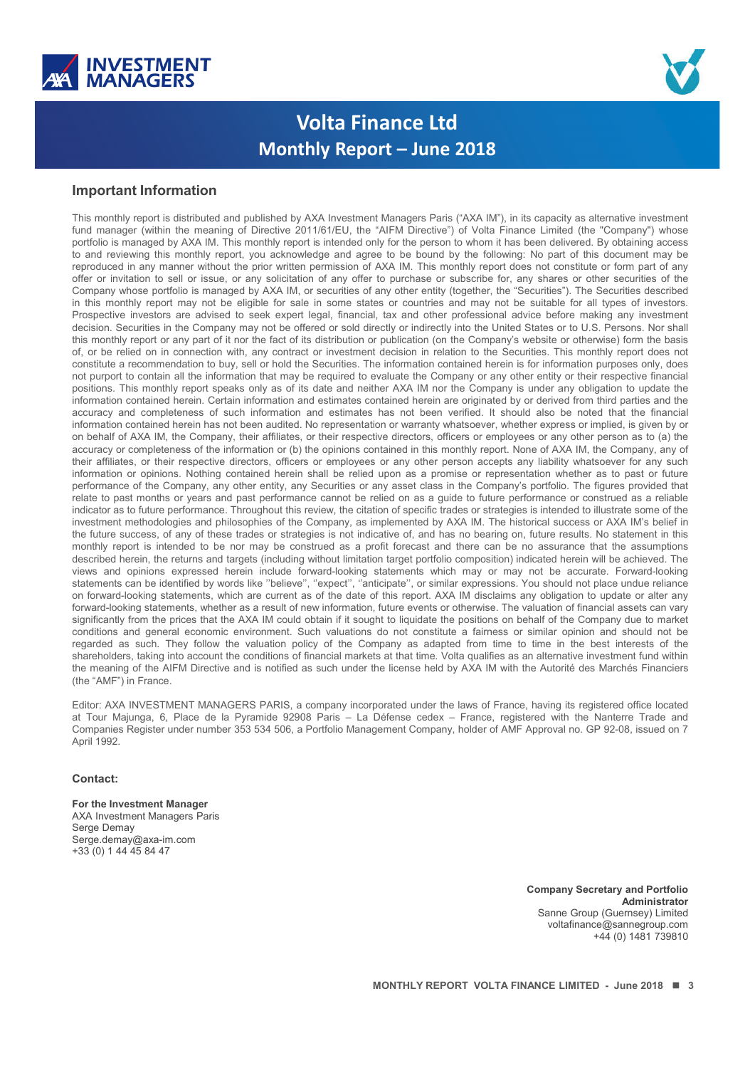# Volta Finance Ltd

## Monthly Report – June 2018

### Important Information

This monthly report is distributed and published by AXA Investment Managers Paris ("AXA IM"), in its capacity as alternative investment fund manager (within the meaning of Directive 2011/61/EU, the "AIFM Directive") of Volta Finance Limited (the "Company") whose portfolio is managed by AXA IM. This monthly report is intended only for the person to whom it has been delivered. By obtaining access to and reviewing this monthly report, you acknowledge and agree to be bound by the following: No part of this document may be reproduced in any manner without the prior written permission of AXA IM. This monthly report does not constitute or form part of any offer or invitation to sell or issue, or any solicitation of any offer to purchase or subscribe for, any shares or other securities of the Company whose portfolio is managed by AXA IM, or securities of any other entity (together, the "Securities"). The Securities described in this monthly report may not be eligible for sale in some states or countries and may not be suitable for all types of investors. Prospective investors are advised to seek expert legal, financial, tax and other professional advice before making any investment decision. Securities in the Company may not be offered or sold directly or indirectly into the United States or to U.S. Persons. Nor shall this monthly report or any part of it nor the fact of its distribution or publication (on the Company's website or otherwise) form the basis of, or be relied on in connection with, any contract or investment decision in relation to the Securities. This monthly report does not constitute a recommendation to buy, sell or hold the Securities. The information contained herein is for information purposes only, does not purport to contain all the information that may be required to evaluate the Company or any other entity or their respective financial positions. This monthly report speaks only as of its date and neither AXA IM nor the Company is under any obligation to update the information contained herein. Certain information and estimates contained herein are originated by or derived from third parties and the accuracy and completeness of such information and estimates has not been verified. It should also be noted that the financial information contained herein has not been audited. No representation or warranty whatsoever, whether express or implied, is given by or on behalf of AXA IM, the Company, their affiliates, or their respective directors, officers or employees or any other person as to (a) the accuracy or completeness of the information or (b) the opinions contained in this monthly report. None of AXA IM, the Company, any of their affiliates, or their respective directors, officers or employees or any other person accepts any liability whatsoever for any such information or opinions. Nothing contained herein shall be relied upon as a promise or representation whether as to past or future performance of the Company, any other entity, any Securities or any asset class in the Company's portfolio. The figures provided that relate to past months or years and past performance cannot be relied on as a guide to future performance or construed as a reliable indicator as to future performance. Throughout this review, the citation of specific trades or strategies is intended to illustrate some of the investment methodologies and philosophies of the Company, as implemented by AXA IM. The historical success or AXA IM's belief in the future success, of any of these trades or strategies is not indicative of, and has no bearing on, future results. No statement in this monthly report is intended to be nor may be construed as a profit forecast and there can be no assurance that the assumptions described herein, the returns and targets (including without limitation target portfolio composition) indicated herein will be achieved. The views and opinions expressed herein include forward-looking statements which may or may not be accurate. Forward-looking statements can be identified by words like ''believe'', ''expect'', ''anticipate'', or similar expressions. You should not place undue reliance on forward-looking statements, which are current as of the date of this report. AXA IM disclaims any obligation to update or alter any forward-looking statements, whether as a result of new information, future events or otherwise. The valuation of financial assets can vary significantly from the prices that the AXA IM could obtain if it sought to liquidate the positions on behalf of the Company due to market conditions and general economic environment. Such valuations do not constitute a fairness or similar opinion and should not be regarded as such. They follow the valuation policy of the Company as adapted from time to time in the best interests of the shareholders, taking into account the conditions of financial markets at that time. Volta qualifies as an alternative investment fund within the meaning of the AIFM Directive and is notified as such under the license held by AXA IM with the Autorité des Marchés Financiers (the "AMF") in France.

Editor: AXA INVESTMENT MANAGERS PARIS, a company incorporated under the laws of France, having its registered office located at Tour Majunga, 6, Place de la Pyramide 92908 Paris – La Défense cedex – France, registered with the Nanterre Trade and Companies Register under number 353 534 506, a Portfolio Management Company, holder of AMF Approval no. GP 92-08, issued on 7 April 1992.

**Contact:**

**For the Investment Manager**
AXA Investment Managers Paris
Serge Demay
Serge.demay@axa-im.com
+33 (0) 1 44 45 84 47

**Company Secretary and Portfolio Administrator**
Sanne Group (Guernsey) Limited
voltafinance@sannegroup.com
+44 (0) 1481 739810